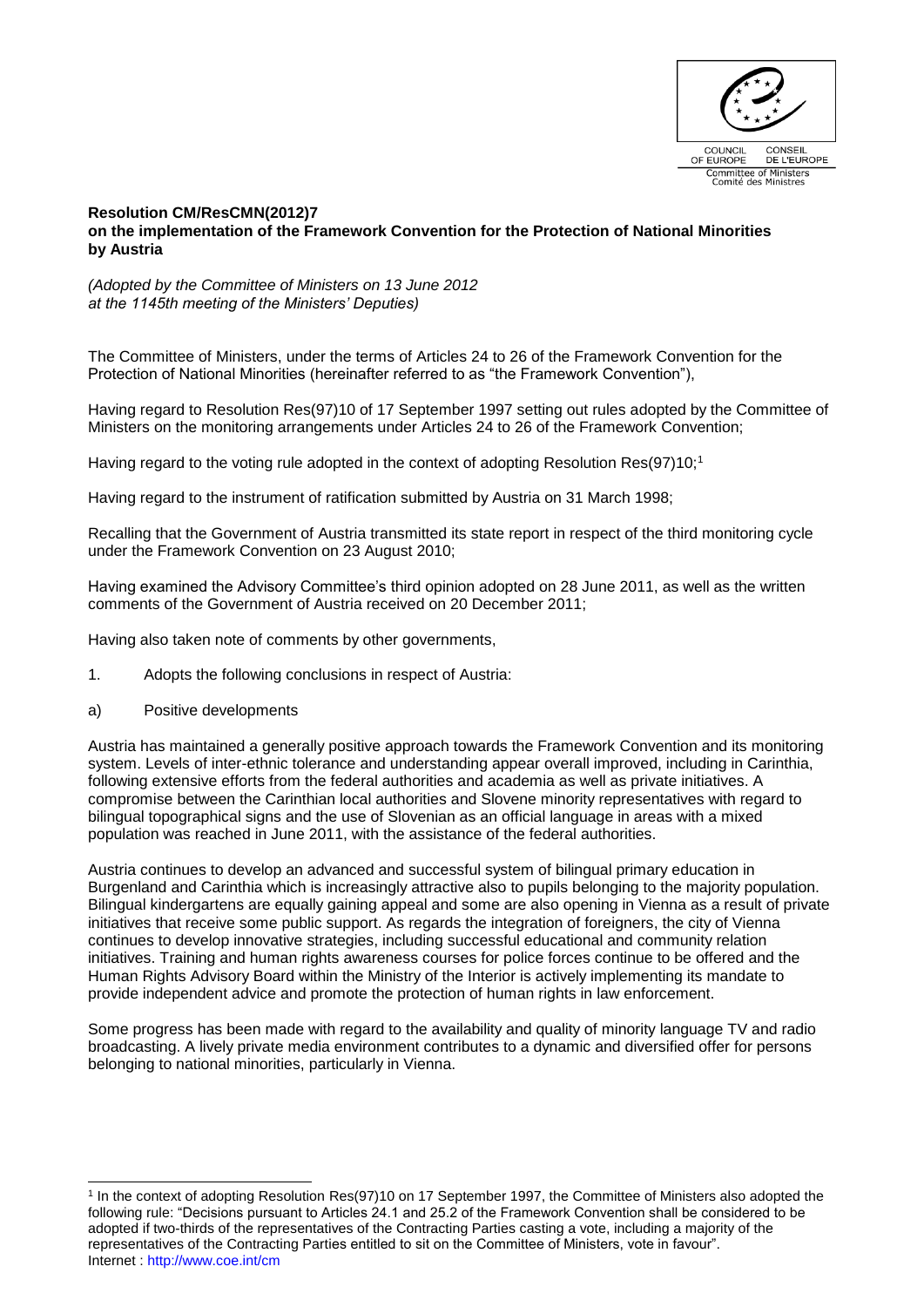**Resolution CM/ResCMN(2012)7**
**on the implementation of the Framework Convention for the Protection of National Minorities by Austria**

*(Adopted by the Committee of Ministers on 13 June 2012 at the 1145th meeting of the Ministers' Deputies)*

The Committee of Ministers, under the terms of Articles 24 to 26 of the Framework Convention for the Protection of National Minorities (hereinafter referred to as "the Framework Convention"),

Having regard to Resolution Res(97)10 of 17 September 1997 setting out rules adopted by the Committee of Ministers on the monitoring arrangements under Articles 24 to 26 of the Framework Convention;

Having regard to the voting rule adopted in the context of adopting Resolution Res(97)10;[1]

Having regard to the instrument of ratification submitted by Austria on 31 March 1998;

Recalling that the Government of Austria transmitted its state report in respect of the third monitoring cycle under the Framework Convention on 23 August 2010;

Having examined the Advisory Committee's third opinion adopted on 28 June 2011, as well as the written comments of the Government of Austria received on 20 December 2011;

Having also taken note of comments by other governments,

1. Adopts the following conclusions in respect of Austria:

a) Positive developments

Austria has maintained a generally positive approach towards the Framework Convention and its monitoring system. Levels of inter-ethnic tolerance and understanding appear overall improved, including in Carinthia, following extensive efforts from the federal authorities and academia as well as private initiatives. A compromise between the Carinthian local authorities and Slovene minority representatives with regard to bilingual topographical signs and the use of Slovenian as an official language in areas with a mixed population was reached in June 2011, with the assistance of the federal authorities.

Austria continues to develop an advanced and successful system of bilingual primary education in Burgenland and Carinthia which is increasingly attractive also to pupils belonging to the majority population. Bilingual kindergartens are equally gaining appeal and some are also opening in Vienna as a result of private initiatives that receive some public support. As regards the integration of foreigners, the city of Vienna continues to develop innovative strategies, including successful educational and community relation initiatives. Training and human rights awareness courses for police forces continue to be offered and the Human Rights Advisory Board within the Ministry of the Interior is actively implementing its mandate to provide independent advice and promote the protection of human rights in law enforcement.

Some progress has been made with regard to the availability and quality of minority language TV and radio broadcasting. A lively private media environment contributes to a dynamic and diversified offer for persons belonging to national minorities, particularly in Vienna.

[1] In the context of adopting Resolution Res(97)10 on 17 September 1997, the Committee of Ministers also adopted the following rule: "Decisions pursuant to Articles 24.1 and 25.2 of the Framework Convention shall be considered to be adopted if two-thirds of the representatives of the Contracting Parties casting a vote, including a majority of the representatives of the Contracting Parties entitled to sit on the Committee of Ministers, vote in favour".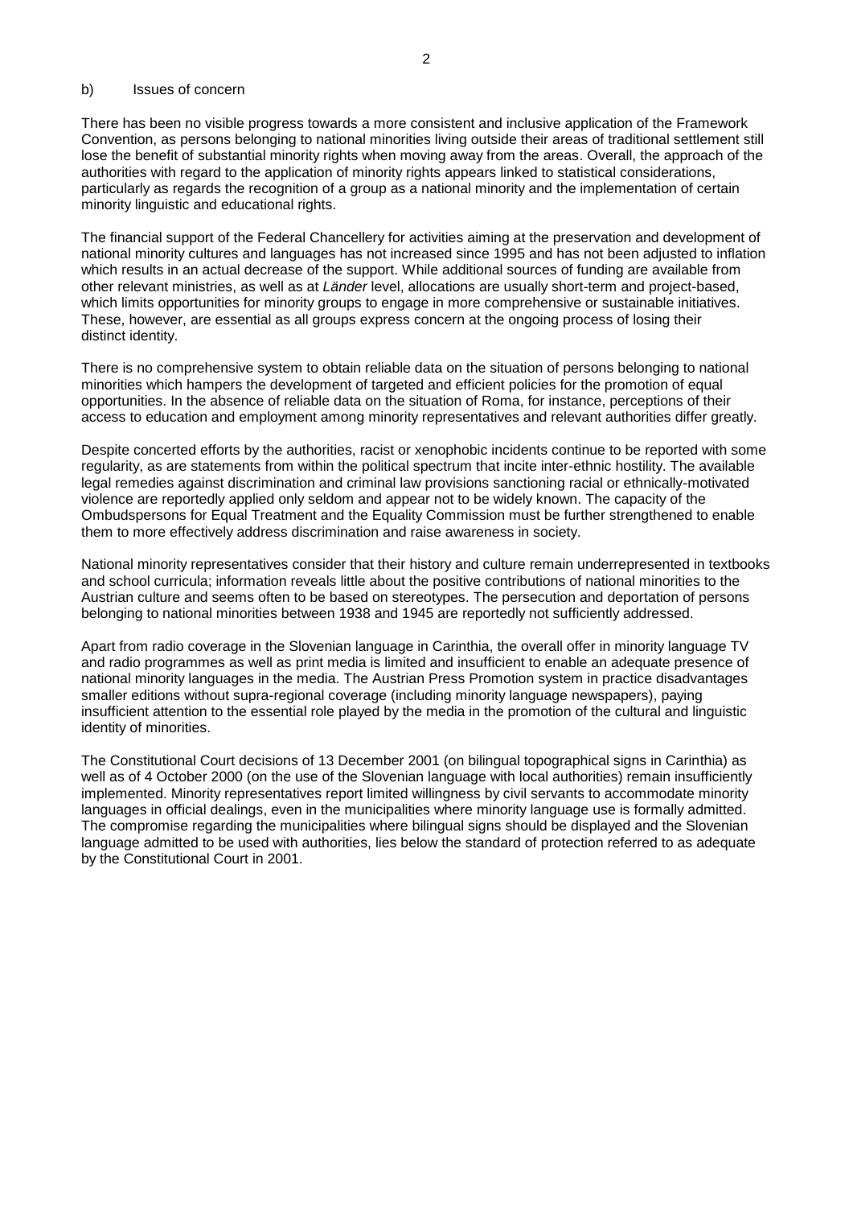### b) Issues of concern

There has been no visible progress towards a more consistent and inclusive application of the Framework Convention, as persons belonging to national minorities living outside their areas of traditional settlement still lose the benefit of substantial minority rights when moving away from the areas. Overall, the approach of the authorities with regard to the application of minority rights appears linked to statistical considerations, particularly as regards the recognition of a group as a national minority and the implementation of certain minority linguistic and educational rights.

The financial support of the Federal Chancellery for activities aiming at the preservation and development of national minority cultures and languages has not increased since 1995 and has not been adjusted to inflation which results in an actual decrease of the support. While additional sources of funding are available from other relevant ministries, as well as at *Länder* level, allocations are usually short-term and project-based, which limits opportunities for minority groups to engage in more comprehensive or sustainable initiatives. These, however, are essential as all groups express concern at the ongoing process of losing their distinct identity.

There is no comprehensive system to obtain reliable data on the situation of persons belonging to national minorities which hampers the development of targeted and efficient policies for the promotion of equal opportunities. In the absence of reliable data on the situation of Roma, for instance, perceptions of their access to education and employment among minority representatives and relevant authorities differ greatly.

Despite concerted efforts by the authorities, racist or xenophobic incidents continue to be reported with some regularity, as are statements from within the political spectrum that incite inter-ethnic hostility. The available legal remedies against discrimination and criminal law provisions sanctioning racial or ethnically-motivated violence are reportedly applied only seldom and appear not to be widely known. The capacity of the Ombudspersons for Equal Treatment and the Equality Commission must be further strengthened to enable them to more effectively address discrimination and raise awareness in society.

National minority representatives consider that their history and culture remain underrepresented in textbooks and school curricula; information reveals little about the positive contributions of national minorities to the Austrian culture and seems often to be based on stereotypes. The persecution and deportation of persons belonging to national minorities between 1938 and 1945 are reportedly not sufficiently addressed.

Apart from radio coverage in the Slovenian language in Carinthia, the overall offer in minority language TV and radio programmes as well as print media is limited and insufficient to enable an adequate presence of national minority languages in the media. The Austrian Press Promotion system in practice disadvantages smaller editions without supra-regional coverage (including minority language newspapers), paying insufficient attention to the essential role played by the media in the promotion of the cultural and linguistic identity of minorities.

The Constitutional Court decisions of 13 December 2001 (on bilingual topographical signs in Carinthia) as well as of 4 October 2000 (on the use of the Slovenian language with local authorities) remain insufficiently implemented. Minority representatives report limited willingness by civil servants to accommodate minority languages in official dealings, even in the municipalities where minority language use is formally admitted. The compromise regarding the municipalities where bilingual signs should be displayed and the Slovenian language admitted to be used with authorities, lies below the standard of protection referred to as adequate by the Constitutional Court in 2001.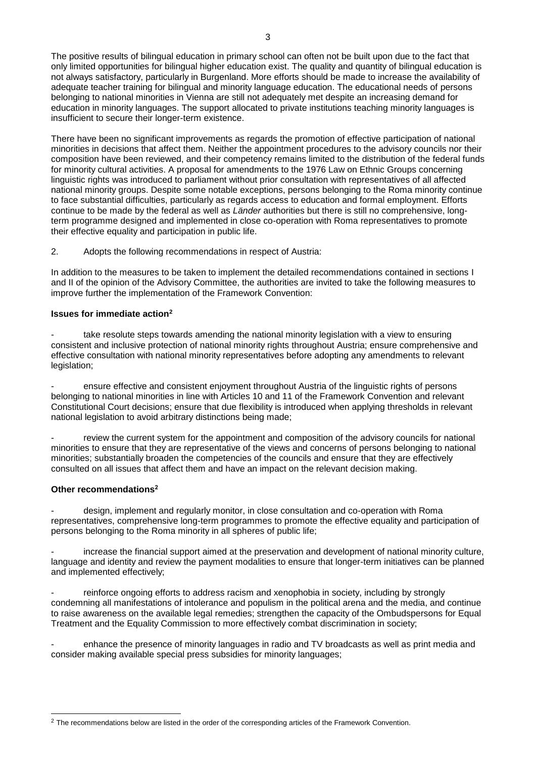The positive results of bilingual education in primary school can often not be built upon due to the fact that only limited opportunities for bilingual higher education exist. The quality and quantity of bilingual education is not always satisfactory, particularly in Burgenland. More efforts should be made to increase the availability of adequate teacher training for bilingual and minority language education. The educational needs of persons belonging to national minorities in Vienna are still not adequately met despite an increasing demand for education in minority languages. The support allocated to private institutions teaching minority languages is insufficient to secure their longer-term existence.

There have been no significant improvements as regards the promotion of effective participation of national minorities in decisions that affect them. Neither the appointment procedures to the advisory councils nor their composition have been reviewed, and their competency remains limited to the distribution of the federal funds for minority cultural activities. A proposal for amendments to the 1976 Law on Ethnic Groups concerning linguistic rights was introduced to parliament without prior consultation with representatives of all affected national minority groups. Despite some notable exceptions, persons belonging to the Roma minority continue to face substantial difficulties, particularly as regards access to education and formal employment. Efforts continue to be made by the federal as well as *Länder* authorities but there is still no comprehensive, long-term programme designed and implemented in close co-operation with Roma representatives to promote their effective equality and participation in public life.

2. Adopts the following recommendations in respect of Austria:

In addition to the measures to be taken to implement the detailed recommendations contained in sections I and II of the opinion of the Advisory Committee, the authorities are invited to take the following measures to improve further the implementation of the Framework Convention:

**Issues for immediate action[2]**

- take resolute steps towards amending the national minority legislation with a view to ensuring consistent and inclusive protection of national minority rights throughout Austria; ensure comprehensive and effective consultation with national minority representatives before adopting any amendments to relevant legislation;

- ensure effective and consistent enjoyment throughout Austria of the linguistic rights of persons belonging to national minorities in line with Articles 10 and 11 of the Framework Convention and relevant Constitutional Court decisions; ensure that due flexibility is introduced when applying thresholds in relevant national legislation to avoid arbitrary distinctions being made;

- review the current system for the appointment and composition of the advisory councils for national minorities to ensure that they are representative of the views and concerns of persons belonging to national minorities; substantially broaden the competencies of the councils and ensure that they are effectively consulted on all issues that affect them and have an impact on the relevant decision making.

**Other recommendations[2]**

- design, implement and regularly monitor, in close consultation and co-operation with Roma representatives, comprehensive long-term programmes to promote the effective equality and participation of persons belonging to the Roma minority in all spheres of public life;

- increase the financial support aimed at the preservation and development of national minority culture, language and identity and review the payment modalities to ensure that longer-term initiatives can be planned and implemented effectively;

- reinforce ongoing efforts to address racism and xenophobia in society, including by strongly condemning all manifestations of intolerance and populism in the political arena and the media, and continue to raise awareness on the available legal remedies; strengthen the capacity of the Ombudspersons for Equal Treatment and the Equality Commission to more effectively combat discrimination in society;

- enhance the presence of minority languages in radio and TV broadcasts as well as print media and consider making available special press subsidies for minority languages;

[2] The recommendations below are listed in the order of the corresponding articles of the Framework Convention.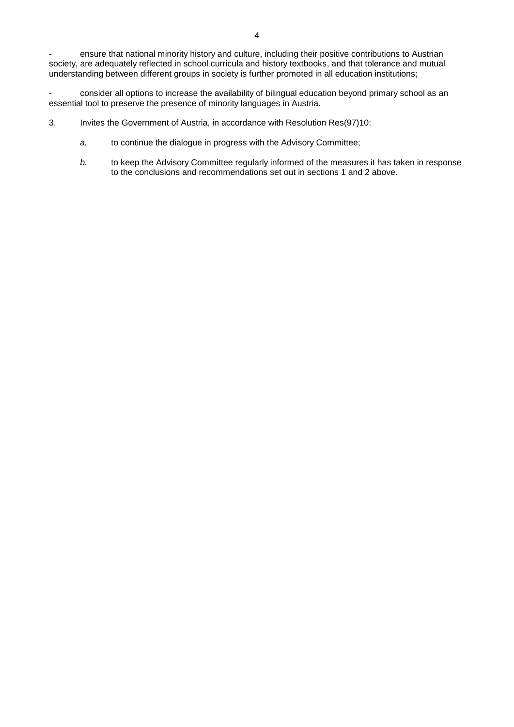- ensure that national minority history and culture, including their positive contributions to Austrian society, are adequately reflected in school curricula and history textbooks, and that tolerance and mutual understanding between different groups in society is further promoted in all education institutions;

- consider all options to increase the availability of bilingual education beyond primary school as an essential tool to preserve the presence of minority languages in Austria.

3. Invites the Government of Austria, in accordance with Resolution Res(97)10:

   *a.* to continue the dialogue in progress with the Advisory Committee;

   *b.* to keep the Advisory Committee regularly informed of the measures it has taken in response to the conclusions and recommendations set out in sections 1 and 2 above.